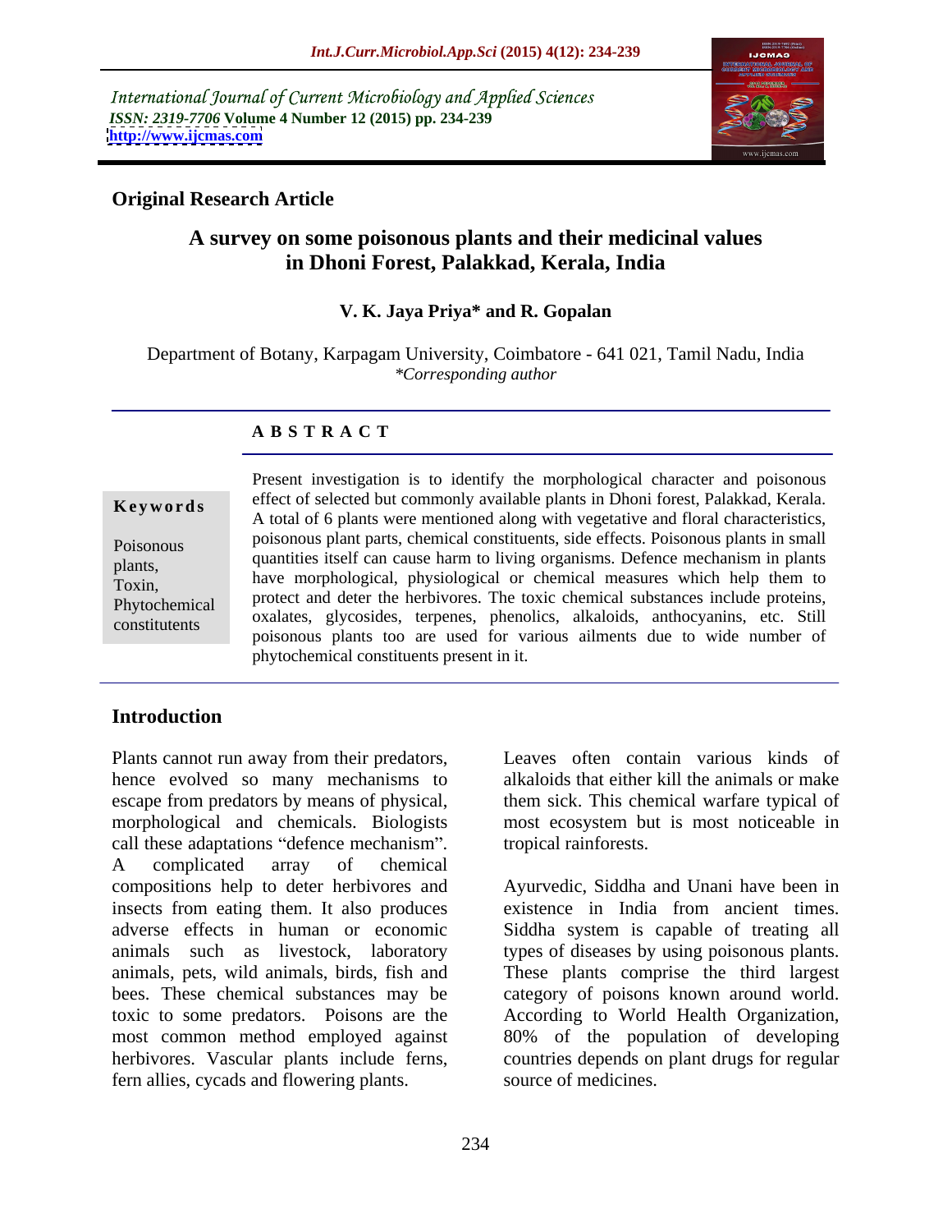International Journal of Current Microbiology and Applied Sciences
*ISSN: 2319-7706* **Volume 4 Number 12 (2015) pp. 234-239**
**http://www.ijcmas.com**

**Original Research Article**

# A survey on some poisonous plants and their medicinal values in Dhoni Forest, Palakkad, Kerala, India

**V. K. Jaya Priya\* and R. Gopalan**

Department of Botany, Karpagam University, Coimbatore - 641 021, Tamil Nadu, India
*\*Corresponding author*

## A B S T R A C T

**Keywords**

Poisonous plants, Toxin, Phytochemical constitutents

Present investigation is to identify the morphological character and poisonous effect of selected but commonly available plants in Dhoni forest, Palakkad, Kerala. A total of 6 plants were mentioned along with vegetative and floral characteristics, poisonous plant parts, chemical constituents, side effects. Poisonous plants in small quantities itself can cause harm to living organisms. Defence mechanism in plants have morphological, physiological or chemical measures which help them to protect and deter the herbivores. The toxic chemical substances include proteins, oxalates, glycosides, terpenes, phenolics, alkaloids, anthocyanins, etc. Still poisonous plants too are used for various ailments due to wide number of phytochemical constituents present in it.

## Introduction

Plants cannot run away from their predators, hence evolved so many mechanisms to escape from predators by means of physical, morphological and chemicals. Biologists call these adaptations "defence mechanism". A complicated array of chemical compositions help to deter herbivores and insects from eating them. It also produces adverse effects in human or economic animals such as livestock, laboratory animals, pets, wild animals, birds, fish and bees. These chemical substances may be toxic to some predators. Poisons are the most common method employed against herbivores. Vascular plants include ferns, fern allies, cycads and flowering plants.

Leaves often contain various kinds of alkaloids that either kill the animals or make them sick. This chemical warfare typical of most ecosystem but is most noticeable in tropical rainforests.

Ayurvedic, Siddha and Unani have been in existence in India from ancient times. Siddha system is capable of treating all types of diseases by using poisonous plants. These plants comprise the third largest category of poisons known around world. According to World Health Organization, 80% of the population of developing countries depends on plant drugs for regular source of medicines.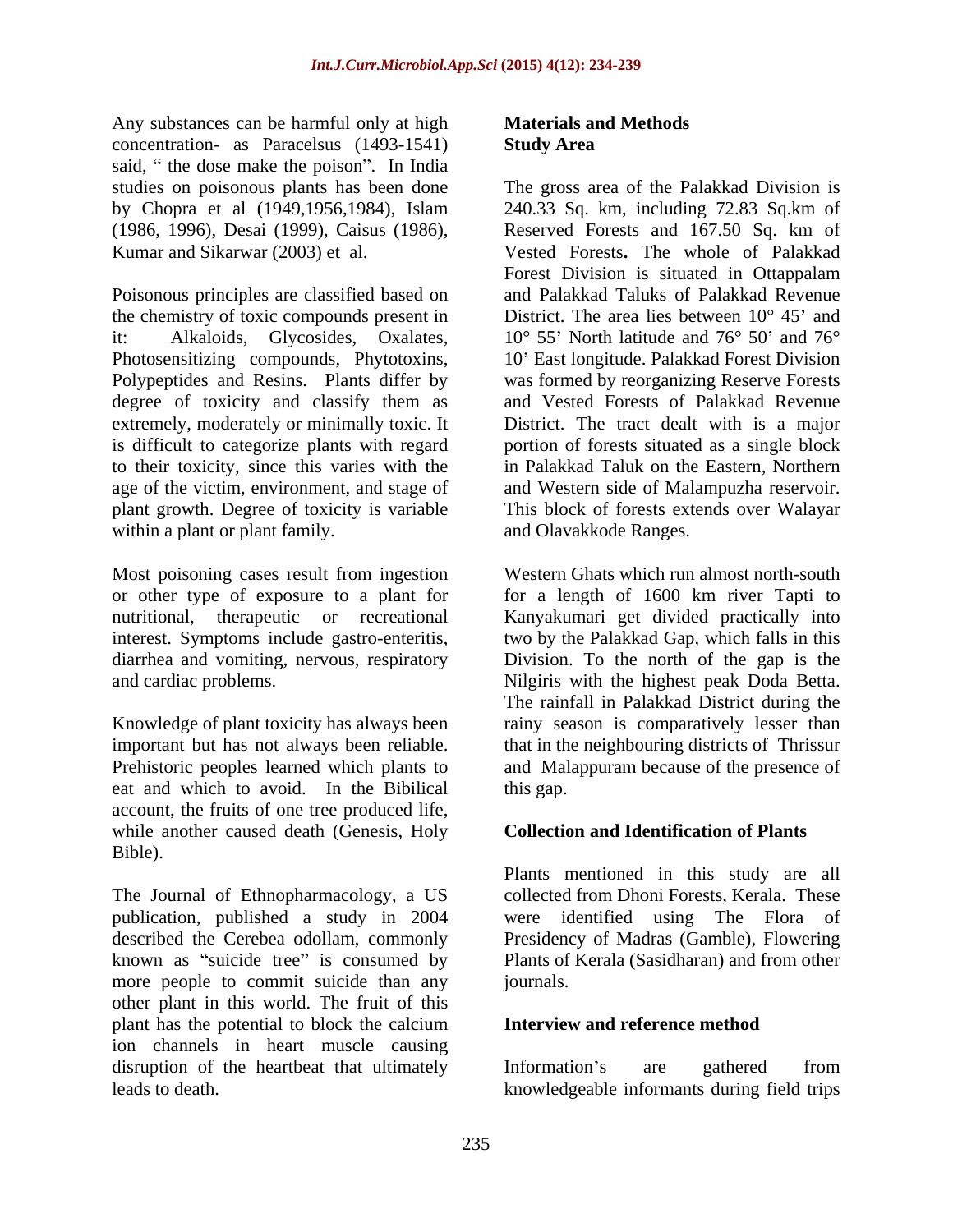Any substances can be harmful only at high concentration- as Paracelsus (1493-1541) said, " the dose make the poison". In India studies on poisonous plants has been done by Chopra et al (1949,1956,1984), Islam (1986, 1996), Desai (1999), Caisus (1986), Kumar and Sikarwar (2003) et al.

Poisonous principles are classified based on the chemistry of toxic compounds present in it: Alkaloids, Glycosides, Oxalates, Photosensitizing compounds, Phytotoxins, Polypeptides and Resins. Plants differ by degree of toxicity and classify them as extremely, moderately or minimally toxic. It is difficult to categorize plants with regard to their toxicity, since this varies with the age of the victim, environment, and stage of plant growth. Degree of toxicity is variable within a plant or plant family.

Most poisoning cases result from ingestion or other type of exposure to a plant for nutritional, therapeutic or recreational interest. Symptoms include gastro-enteritis, diarrhea and vomiting, nervous, respiratory and cardiac problems.

Knowledge of plant toxicity has always been important but has not always been reliable. Prehistoric peoples learned which plants to eat and which to avoid. In the Bibilical account, the fruits of one tree produced life, while another caused death (Genesis, Holy Bible).

The Journal of Ethnopharmacology, a US publication, published a study in 2004 described the Cerebea odollam, commonly known as "suicide tree" is consumed by more people to commit suicide than any other plant in this world. The fruit of this plant has the potential to block the calcium ion channels in heart muscle causing disruption of the heartbeat that ultimately leads to death.

## Materials and Methods

### Study Area

The gross area of the Palakkad Division is 240.33 Sq. km, including 72.83 Sq.km of Reserved Forests and 167.50 Sq. km of Vested Forests**.** The whole of Palakkad Forest Division is situated in Ottappalam and Palakkad Taluks of Palakkad Revenue District. The area lies between 10° 45' and 10° 55' North latitude and 76° 50' and 76° 10' East longitude. Palakkad Forest Division was formed by reorganizing Reserve Forests and Vested Forests of Palakkad Revenue District. The tract dealt with is a major portion of forests situated as a single block in Palakkad Taluk on the Eastern, Northern and Western side of Malampuzha reservoir. This block of forests extends over Walayar and Olavakkode Ranges.

Western Ghats which run almost north-south for a length of 1600 km river Tapti to Kanyakumari get divided practically into two by the Palakkad Gap, which falls in this Division. To the north of the gap is the Nilgiris with the highest peak Doda Betta. The rainfall in Palakkad District during the rainy season is comparatively lesser than that in the neighbouring districts of Thrissur and Malappuram because of the presence of this gap.

### Collection and Identification of Plants

Plants mentioned in this study are all collected from Dhoni Forests, Kerala. These were identified using The Flora of Presidency of Madras (Gamble), Flowering Plants of Kerala (Sasidharan) and from other journals.

### Interview and reference method

Information's are gathered from knowledgeable informants during field trips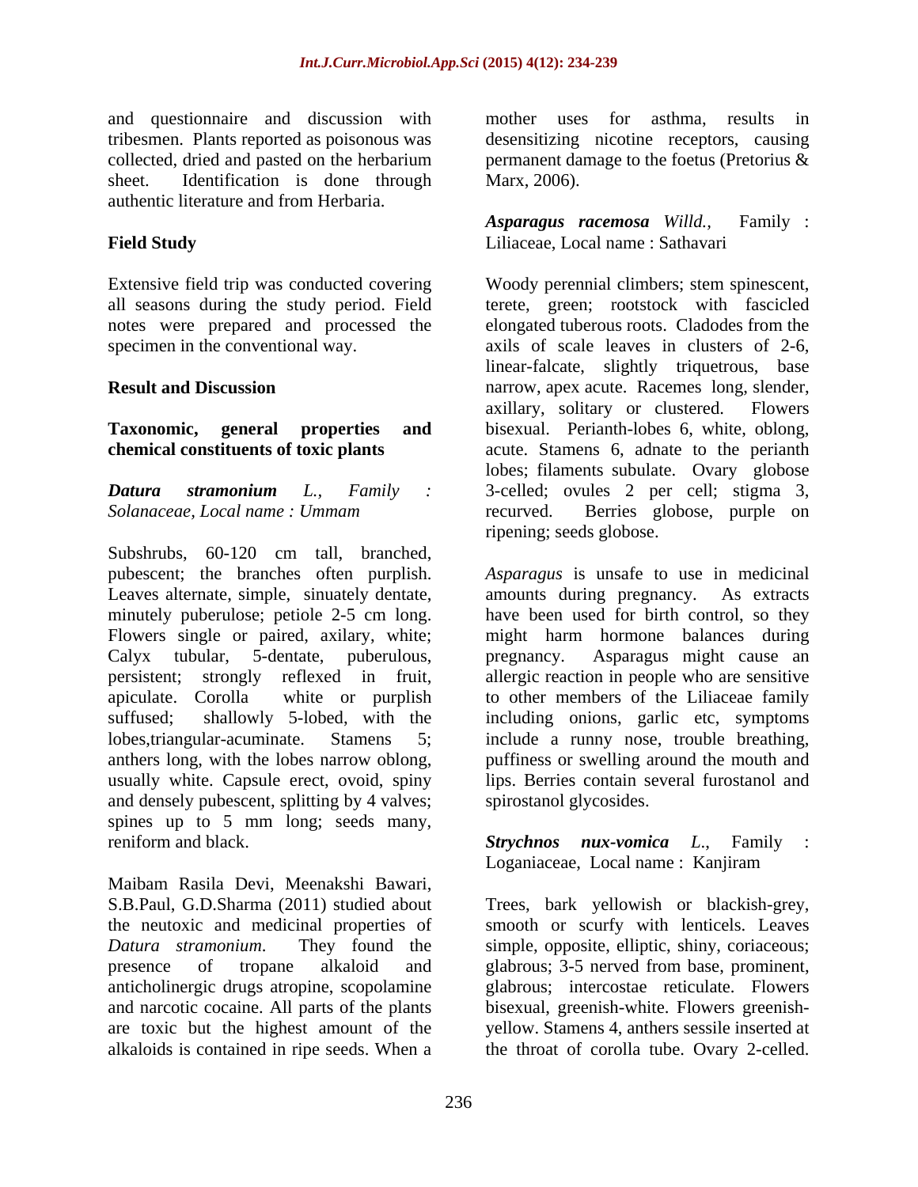and questionnaire and discussion with tribesmen. Plants reported as poisonous was collected, dried and pasted on the herbarium sheet. Identification is done through authentic literature and from Herbaria.

## Field Study

Extensive field trip was conducted covering all seasons during the study period. Field notes were prepared and processed the specimen in the conventional way.

## Result and Discussion

### Taxonomic, general properties and chemical constituents of toxic plants

***Datura stramonium*** *L., Family : Solanaceae, Local name : Ummam*

Subshrubs, 60-120 cm tall, branched, pubescent; the branches often purplish. Leaves alternate, simple, sinuately dentate, minutely puberulose; petiole 2-5 cm long. Flowers single or paired, axilary, white; Calyx tubular, 5-dentate, puberulous, persistent; strongly reflexed in fruit, apiculate. Corolla white or purplish suffused; shallowly 5-lobed, with the lobes,triangular-acuminate. Stamens 5; anthers long, with the lobes narrow oblong, usually white. Capsule erect, ovoid, spiny and densely pubescent, splitting by 4 valves; spines up to 5 mm long; seeds many, reniform and black.

Maibam Rasila Devi, Meenakshi Bawari, S.B.Paul, G.D.Sharma (2011) studied about the neutoxic and medicinal properties of *Datura stramonium*. They found the presence of tropane alkaloid and anticholinergic drugs atropine, scopolamine and narcotic cocaine. All parts of the plants are toxic but the highest amount of the alkaloids is contained in ripe seeds. When a mother uses for asthma, results in desensitizing nicotine receptors, causing permanent damage to the foetus (Pretorius & Marx, 2006).

***Asparagus racemosa*** *Willd.*, Family : Liliaceae, Local name : Sathavari

Woody perennial climbers; stem spinescent, terete, green; rootstock with fascicled elongated tuberous roots. Cladodes from the axils of scale leaves in clusters of 2-6, linear-falcate, slightly triquetrous, base narrow, apex acute. Racemes long, slender, axillary, solitary or clustered. Flowers bisexual. Perianth-lobes 6, white, oblong, acute. Stamens 6, adnate to the perianth lobes; filaments subulate. Ovary globose 3-celled; ovules 2 per cell; stigma 3, recurved. Berries globose, purple on ripening; seeds globose.

*Asparagus* is unsafe to use in medicinal amounts during pregnancy. As extracts have been used for birth control, so they might harm hormone balances during pregnancy. Asparagus might cause an allergic reaction in people who are sensitive to other members of the Liliaceae family including onions, garlic etc, symptoms include a runny nose, trouble breathing, puffiness or swelling around the mouth and lips. Berries contain several furostanol and spirostanol glycosides.

***Strychnos nux-vomica*** *L.*, Family : Loganiaceae, Local name : Kanjiram

Trees, bark yellowish or blackish-grey, smooth or scurfy with lenticels. Leaves simple, opposite, elliptic, shiny, coriaceous; glabrous; 3-5 nerved from base, prominent, glabrous; intercostae reticulate. Flowers bisexual, greenish-white. Flowers greenish-yellow. Stamens 4, anthers sessile inserted at the throat of corolla tube. Ovary 2-celled.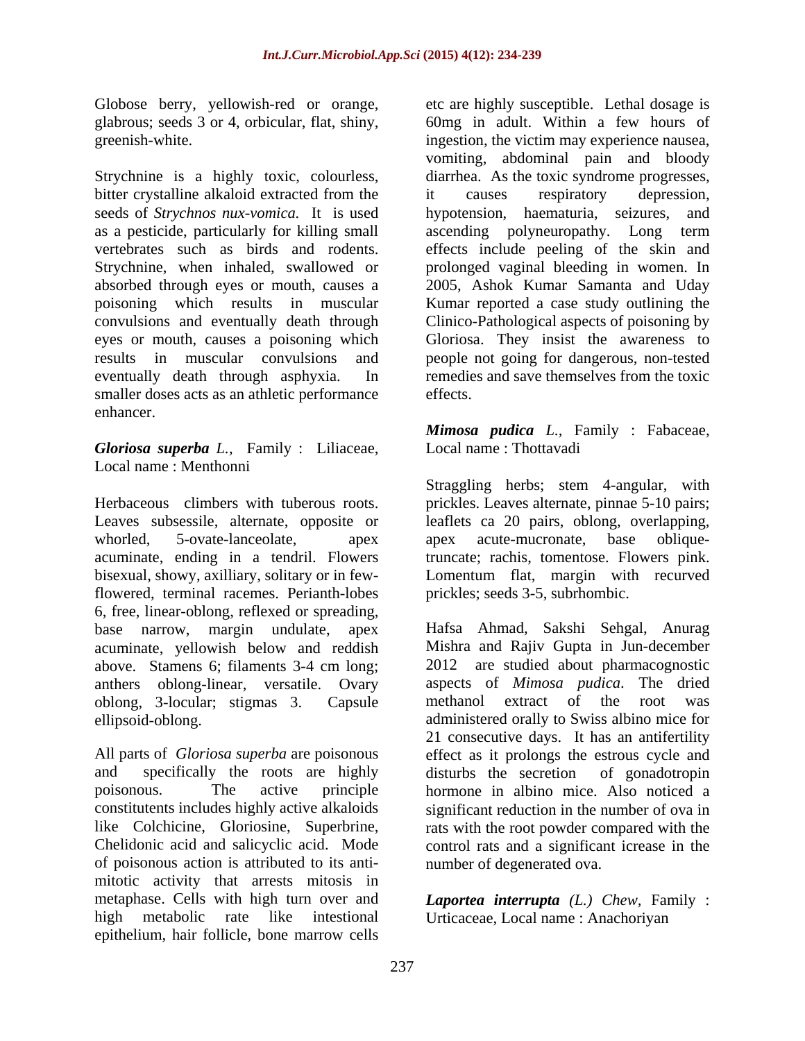Globose berry, yellowish-red or orange, glabrous; seeds 3 or 4, orbicular, flat, shiny, greenish-white.

Strychnine is a highly toxic, colourless, bitter crystalline alkaloid extracted from the seeds of *Strychnos nux-vomica.* It is used as a pesticide, particularly for killing small vertebrates such as birds and rodents. Strychnine, when inhaled, swallowed or absorbed through eyes or mouth, causes a poisoning which results in muscular convulsions and eventually death through eyes or mouth, causes a poisoning which results in muscular convulsions and eventually death through asphyxia. In smaller doses acts as an athletic performance enhancer.

***Gloriosa superba*** *L.*, Family : Liliaceae, Local name : Menthonni

Herbaceous climbers with tuberous roots. Leaves subsessile, alternate, opposite or whorled, 5-ovate-lanceolate, apex acuminate, ending in a tendril. Flowers bisexual, showy, axilliary, solitary or in few-flowered, terminal racemes. Perianth-lobes 6, free, linear-oblong, reflexed or spreading, base narrow, margin undulate, apex acuminate, yellowish below and reddish above. Stamens 6; filaments 3-4 cm long; anthers oblong-linear, versatile. Ovary oblong, 3-locular; stigmas 3. Capsule ellipsoid-oblong.

All parts of *Gloriosa superba* are poisonous and specifically the roots are highly poisonous. The active principle constitutents includes highly active alkaloids like Colchicine, Gloriosine, Superbrine, Chelidonic acid and salicyclic acid. Mode of poisonous action is attributed to its anti-mitotic activity that arrests mitosis in metaphase. Cells with high turn over and high metabolic rate like intestional epithelium, hair follicle, bone marrow cells etc are highly susceptible. Lethal dosage is 60mg in adult. Within a few hours of ingestion, the victim may experience nausea, vomiting, abdominal pain and bloody diarrhea. As the toxic syndrome progresses, it causes respiratory depression, hypotension, haematuria, seizures, and ascending polyneuropathy. Long term effects include peeling of the skin and prolonged vaginal bleeding in women. In 2005, Ashok Kumar Samanta and Uday Kumar reported a case study outlining the Clinico-Pathological aspects of poisoning by Gloriosa. They insist the awareness to people not going for dangerous, non-tested remedies and save themselves from the toxic effects.

***Mimosa pudica*** *L.*, Family : Fabaceae, Local name : Thottavadi

Straggling herbs; stem 4-angular, with prickles. Leaves alternate, pinnae 5-10 pairs; leaflets ca 20 pairs, oblong, overlapping, apex acute-mucronate, base oblique-truncate; rachis, tomentose. Flowers pink. Lomentum flat, margin with recurved prickles; seeds 3-5, subrhombic.

Hafsa Ahmad, Sakshi Sehgal, Anurag Mishra and Rajiv Gupta in Jun-december 2012 are studied about pharmacognostic aspects of *Mimosa pudica*. The dried methanol extract of the root was administered orally to Swiss albino mice for 21 consecutive days. It has an antifertility effect as it prolongs the estrous cycle and disturbs the secretion of gonadotropin hormone in albino mice. Also noticed a significant reduction in the number of ova in rats with the root powder compared with the control rats and a significant icrease in the number of degenerated ova.

***Laportea interrupta*** *(L.) Chew*, Family : Urticaceae, Local name : Anachoriyan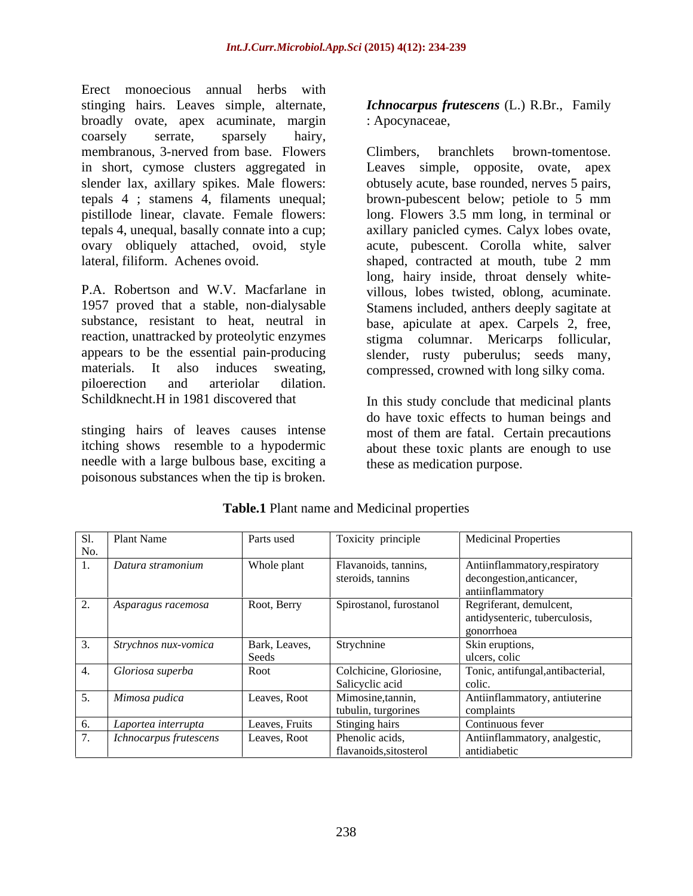Erect monoecious annual herbs with stinging hairs. Leaves simple, alternate, broadly ovate, apex acuminate, margin coarsely serrate, sparsely hairy, membranous, 3-nerved from base. Flowers in short, cymose clusters aggregated in slender lax, axillary spikes. Male flowers: tepals 4 ; stamens 4, filaments unequal; pistillode linear, clavate. Female flowers: tepals 4, unequal, basally connate into a cup; ovary obliquely attached, ovoid, style lateral, filiform. Achenes ovoid.

P.A. Robertson and W.V. Macfarlane in 1957 proved that a stable, non-dialysable substance, resistant to heat, neutral in reaction, unattracked by proteolytic enzymes appears to be the essential pain-producing materials. It also induces sweating, piloerection and arteriolar dilation. Schildknecht.H in 1981 discovered that

stinging hairs of leaves causes intense itching shows resemble to a hypodermic needle with a large bulbous base, exciting a poisonous substances when the tip is broken.

***Ichnocarpus frutescens*** (L.) R.Br., Family : Apocynaceae,

Climbers, branchlets brown-tomentose. Leaves simple, opposite, ovate, apex obtusely acute, base rounded, nerves 5 pairs, brown-pubescent below; petiole to 5 mm long. Flowers 3.5 mm long, in terminal or axillary panicled cymes. Calyx lobes ovate, acute, pubescent. Corolla white, salver shaped, contracted at mouth, tube 2 mm long, hairy inside, throat densely white-villous, lobes twisted, oblong, acuminate. Stamens included, anthers deeply sagitate at base, apiculate at apex. Carpels 2, free, stigma columnar. Mericarps follicular, slender, rusty puberulus; seeds many, compressed, crowned with long silky coma.

In this study conclude that medicinal plants do have toxic effects to human beings and most of them are fatal. Certain precautions about these toxic plants are enough to use these as medication purpose.

**Table.1** Plant name and Medicinal properties

| Sl. No. | Plant Name | Parts used | Toxicity principle | Medicinal Properties |
|---|---|---|---|---|
| 1. | *Datura stramonium* | Whole plant | Flavanoids, tannins, steroids, tannins | Antiinflammatory,respiratory decongestion,anticancer, antiinflammatory |
| 2. | *Asparagus racemosa* | Root, Berry | Spirostanol, furostanol | Regriferant, demulcent, antidysenteric, tuberculosis, gonorrhoea |
| 3. | *Strychnos nux-vomica* | Bark, Leaves, Seeds | Strychnine | Skin eruptions, ulcers, colic |
| 4. | *Gloriosa superba* | Root | Colchicine, Gloriosine, Salicyclic acid | Tonic, antifungal,antibacterial, colic. |
| 5. | *Mimosa pudica* | Leaves, Root | Mimosine,tannin, tubulin, turgorines | Antiinflammatory, antiuterine complaints |
| 6. | *Laportea interrupta* | Leaves, Fruits | Stinging hairs | Continuous fever |
| 7. | *Ichnocarpus frutescens* | Leaves, Root | Phenolic acids, flavanoids,sitosterol | Antiinflammatory, analgestic, antidiabetic |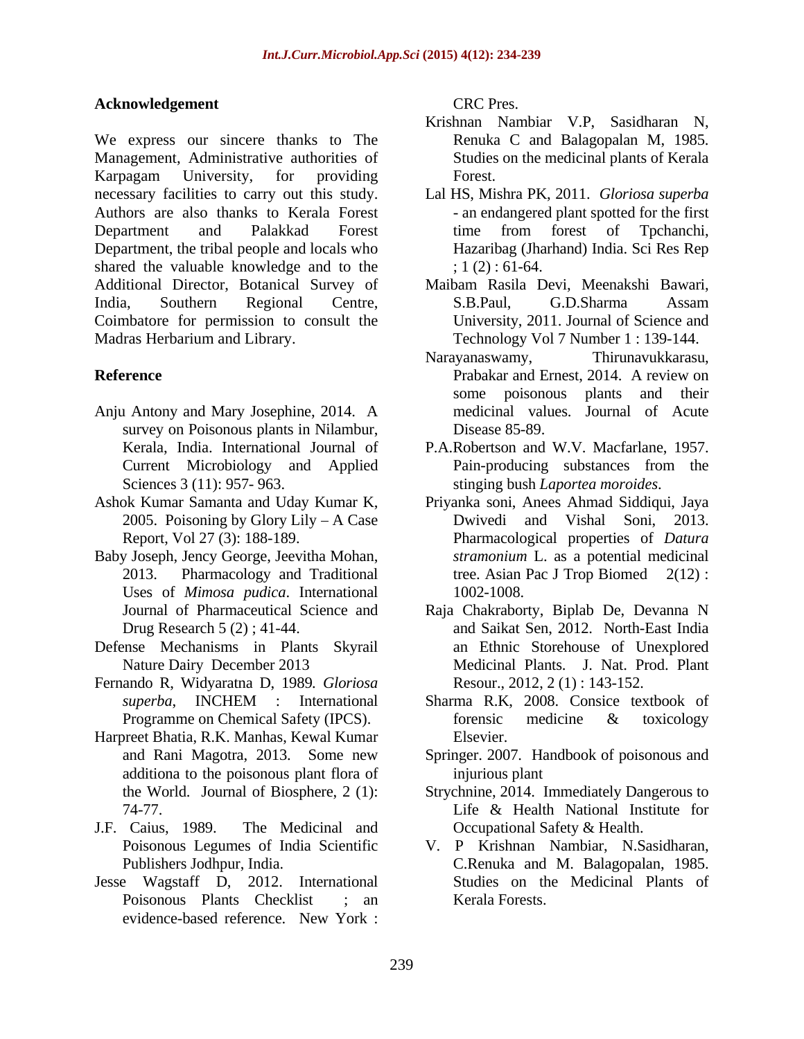## Acknowledgement

We express our sincere thanks to The Management, Administrative authorities of Karpagam University, for providing necessary facilities to carry out this study. Authors are also thanks to Kerala Forest Department and Palakkad Forest Department, the tribal people and locals who shared the valuable knowledge and to the Additional Director, Botanical Survey of India, Southern Regional Centre, Coimbatore for permission to consult the Madras Herbarium and Library.

## Reference

Anju Antony and Mary Josephine, 2014. A survey on Poisonous plants in Nilambur, Kerala, India. International Journal of Current Microbiology and Applied Sciences 3 (11): 957- 963.

Ashok Kumar Samanta and Uday Kumar K, 2005. Poisoning by Glory Lily – A Case Report, Vol 27 (3): 188-189.

Baby Joseph, Jency George, Jeevitha Mohan, 2013. Pharmacology and Traditional Uses of *Mimosa pudica*. International Journal of Pharmaceutical Science and Drug Research 5 (2) ; 41-44.

Defense Mechanisms in Plants Skyrail Nature Dairy December 2013

Fernando R, Widyaratna D, 1989*. Gloriosa superba*, INCHEM : International Programme on Chemical Safety (IPCS).

Harpreet Bhatia, R.K. Manhas, Kewal Kumar and Rani Magotra, 2013. Some new additiona to the poisonous plant flora of the World. Journal of Biosphere, 2 (1): 74-77.

J.F. Caius, 1989. The Medicinal and Poisonous Legumes of India Scientific Publishers Jodhpur, India.

Jesse Wagstaff D, 2012. International Poisonous Plants Checklist ; an evidence-based reference. New York : CRC Pres.

Krishnan Nambiar V.P, Sasidharan N, Renuka C and Balagopalan M, 1985. Studies on the medicinal plants of Kerala Forest.

Lal HS, Mishra PK, 2011. *Gloriosa superba* - an endangered plant spotted for the first time from forest of Tpchanchi, Hazaribag (Jharhand) India. Sci Res Rep ; 1 (2) : 61-64.

Maibam Rasila Devi, Meenakshi Bawari, S.B.Paul, G.D.Sharma Assam University, 2011. Journal of Science and Technology Vol 7 Number 1 : 139-144.

Narayanaswamy, Thirunavukkarasu, Prabakar and Ernest, 2014. A review on some poisonous plants and their medicinal values. Journal of Acute Disease 85-89.

P.A.Robertson and W.V. Macfarlane, 1957. Pain-producing substances from the stinging bush *Laportea moroides*.

Priyanka soni, Anees Ahmad Siddiqui, Jaya Dwivedi and Vishal Soni, 2013. Pharmacological properties of *Datura stramonium* L. as a potential medicinal tree. Asian Pac J Trop Biomed 2(12) : 1002-1008.

Raja Chakraborty, Biplab De, Devanna N and Saikat Sen, 2012. North-East India an Ethnic Storehouse of Unexplored Medicinal Plants. J. Nat. Prod. Plant Resour., 2012, 2 (1) : 143-152.

Sharma R.K, 2008. Consice textbook of forensic medicine & toxicology Elsevier.

Springer. 2007. Handbook of poisonous and injurious plant

Strychnine, 2014. Immediately Dangerous to Life & Health National Institute for Occupational Safety & Health.

V. P Krishnan Nambiar, N.Sasidharan, C.Renuka and M. Balagopalan, 1985. Studies on the Medicinal Plants of Kerala Forests.